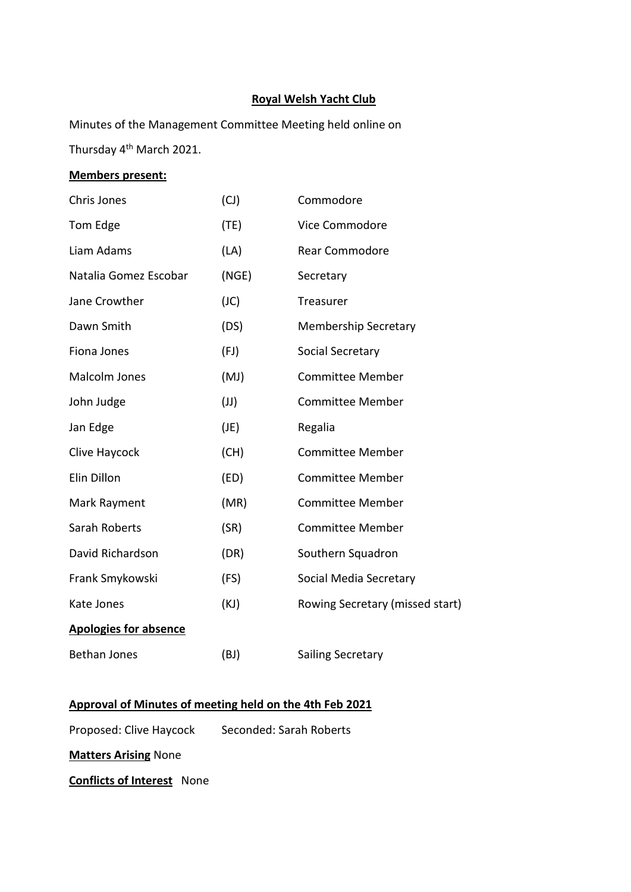# Royal Welsh Yacht Club

Minutes of the Management Committee Meeting held online on

Thursday 4th March 2021.

**Members present:**

| | | |
|---|---|---|
| Chris Jones | (CJ) | Commodore |
| Tom Edge | (TE) | Vice Commodore |
| Liam Adams | (LA) | Rear Commodore |
| Natalia Gomez Escobar | (NGE) | Secretary |
| Jane Crowther | (JC) | Treasurer |
| Dawn Smith | (DS) | Membership Secretary |
| Fiona Jones | (FJ) | Social Secretary |
| Malcolm Jones | (MJ) | Committee Member |
| John Judge | (JJ) | Committee Member |
| Jan Edge | (JE) | Regalia |
| Clive Haycock | (CH) | Committee Member |
| Elin Dillon | (ED) | Committee Member |
| Mark Rayment | (MR) | Committee Member |
| Sarah Roberts | (SR) | Committee Member |
| David Richardson | (DR) | Southern Squadron |
| Frank Smykowski | (FS) | Social Media Secretary |
| Kate Jones | (KJ) | Rowing Secretary (missed start) |

**Apologies for absence**

| | | |
|---|---|---|
| Bethan Jones | (BJ) | Sailing Secretary |

**Approval of Minutes of meeting held on the 4th Feb 2021**

Proposed: Clive Haycock Seconded: Sarah Roberts

**Matters Arising** None

**Conflicts of Interest** None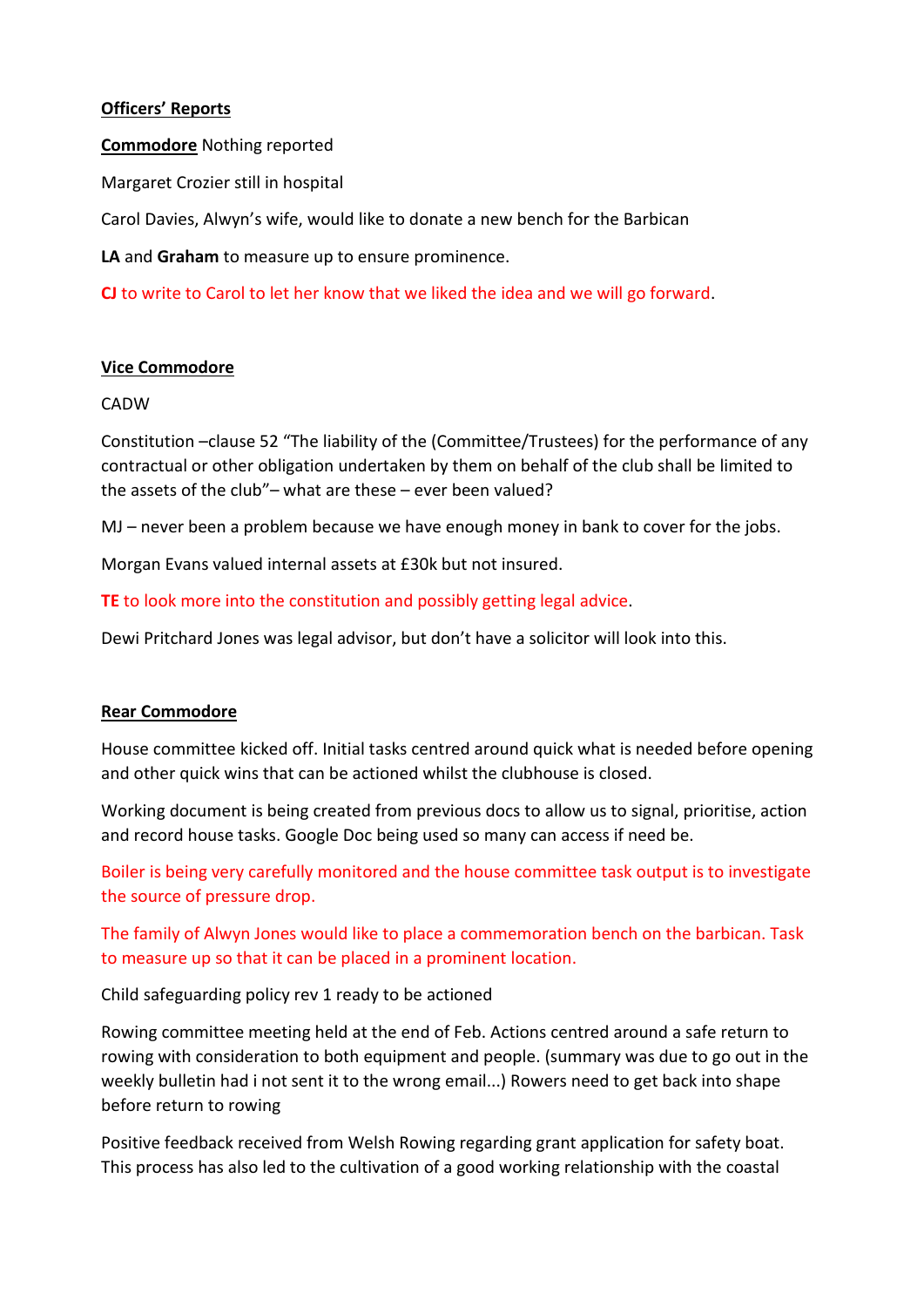**Officers' Reports**

**Commodore** Nothing reported

Margaret Crozier still in hospital

Carol Davies, Alwyn's wife, would like to donate a new bench for the Barbican

**LA** and **Graham** to measure up to ensure prominence.

**CJ** to write to Carol to let her know that we liked the idea and we will go forward.

**Vice Commodore**

CADW

Constitution –clause 52 "The liability of the (Committee/Trustees) for the performance of any contractual or other obligation undertaken by them on behalf of the club shall be limited to the assets of the club"– what are these – ever been valued?

MJ – never been a problem because we have enough money in bank to cover for the jobs.

Morgan Evans valued internal assets at £30k but not insured.

**TE** to look more into the constitution and possibly getting legal advice.

Dewi Pritchard Jones was legal advisor, but don't have a solicitor will look into this.

**Rear Commodore**

House committee kicked off. Initial tasks centred around quick what is needed before opening and other quick wins that can be actioned whilst the clubhouse is closed.

Working document is being created from previous docs to allow us to signal, prioritise, action and record house tasks. Google Doc being used so many can access if need be.

Boiler is being very carefully monitored and the house committee task output is to investigate the source of pressure drop.

The family of Alwyn Jones would like to place a commemoration bench on the barbican. Task to measure up so that it can be placed in a prominent location.

Child safeguarding policy rev 1 ready to be actioned

Rowing committee meeting held at the end of Feb. Actions centred around a safe return to rowing with consideration to both equipment and people. (summary was due to go out in the weekly bulletin had i not sent it to the wrong email...) Rowers need to get back into shape before return to rowing

Positive feedback received from Welsh Rowing regarding grant application for safety boat. This process has also led to the cultivation of a good working relationship with the coastal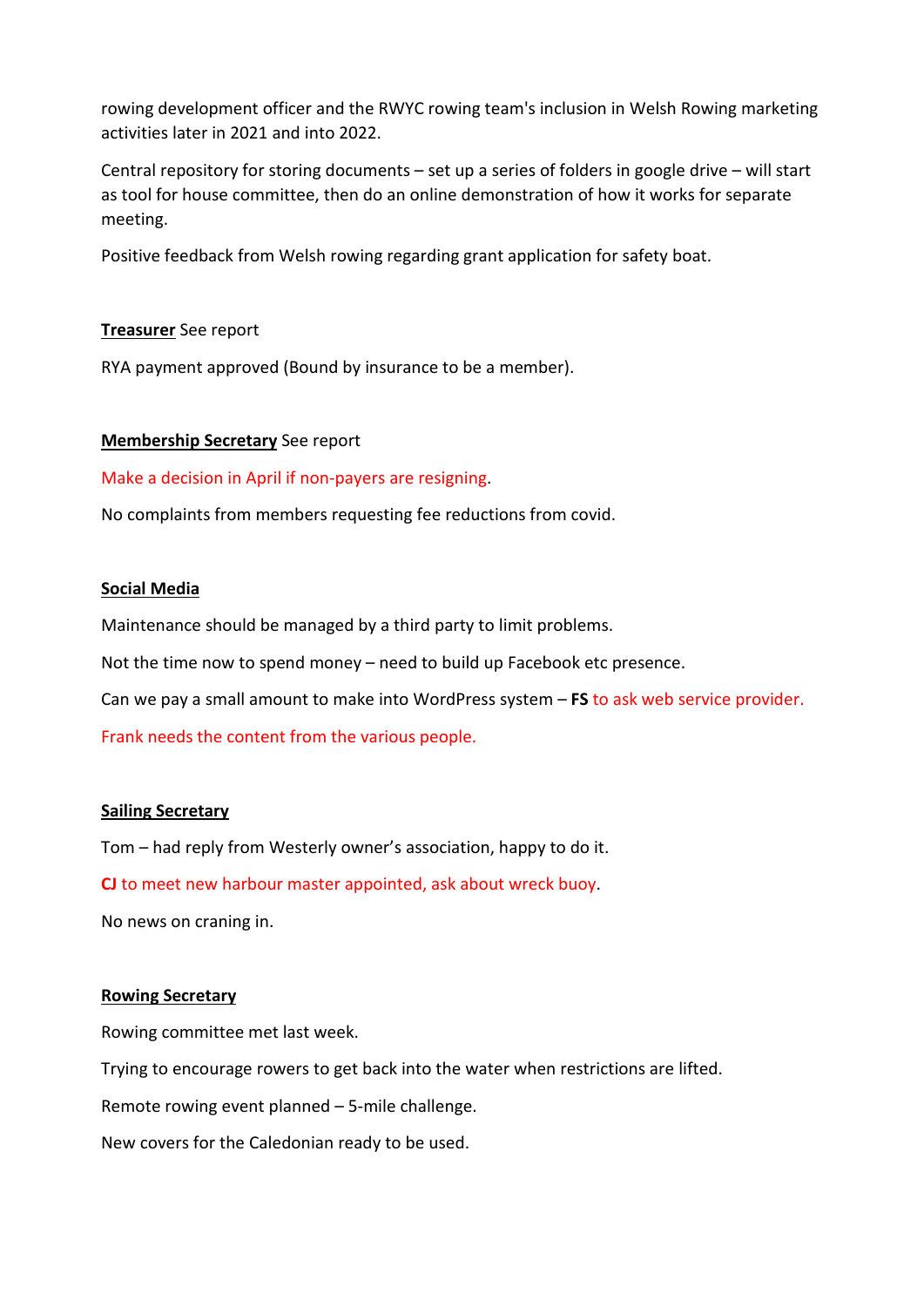rowing development officer and the RWYC rowing team's inclusion in Welsh Rowing marketing activities later in 2021 and into 2022.

Central repository for storing documents – set up a series of folders in google drive – will start as tool for house committee, then do an online demonstration of how it works for separate meeting.

Positive feedback from Welsh rowing regarding grant application for safety boat.

**Treasurer** See report

RYA payment approved (Bound by insurance to be a member).

**Membership Secretary** See report

Make a decision in April if non-payers are resigning.

No complaints from members requesting fee reductions from covid.

**Social Media**

Maintenance should be managed by a third party to limit problems.

Not the time now to spend money – need to build up Facebook etc presence.

Can we pay a small amount to make into WordPress system – **FS** to ask web service provider.

Frank needs the content from the various people.

**Sailing Secretary**

Tom – had reply from Westerly owner's association, happy to do it.

**CJ** to meet new harbour master appointed, ask about wreck buoy.

No news on craning in.

**Rowing Secretary**

Rowing committee met last week.

Trying to encourage rowers to get back into the water when restrictions are lifted.

Remote rowing event planned – 5-mile challenge.

New covers for the Caledonian ready to be used.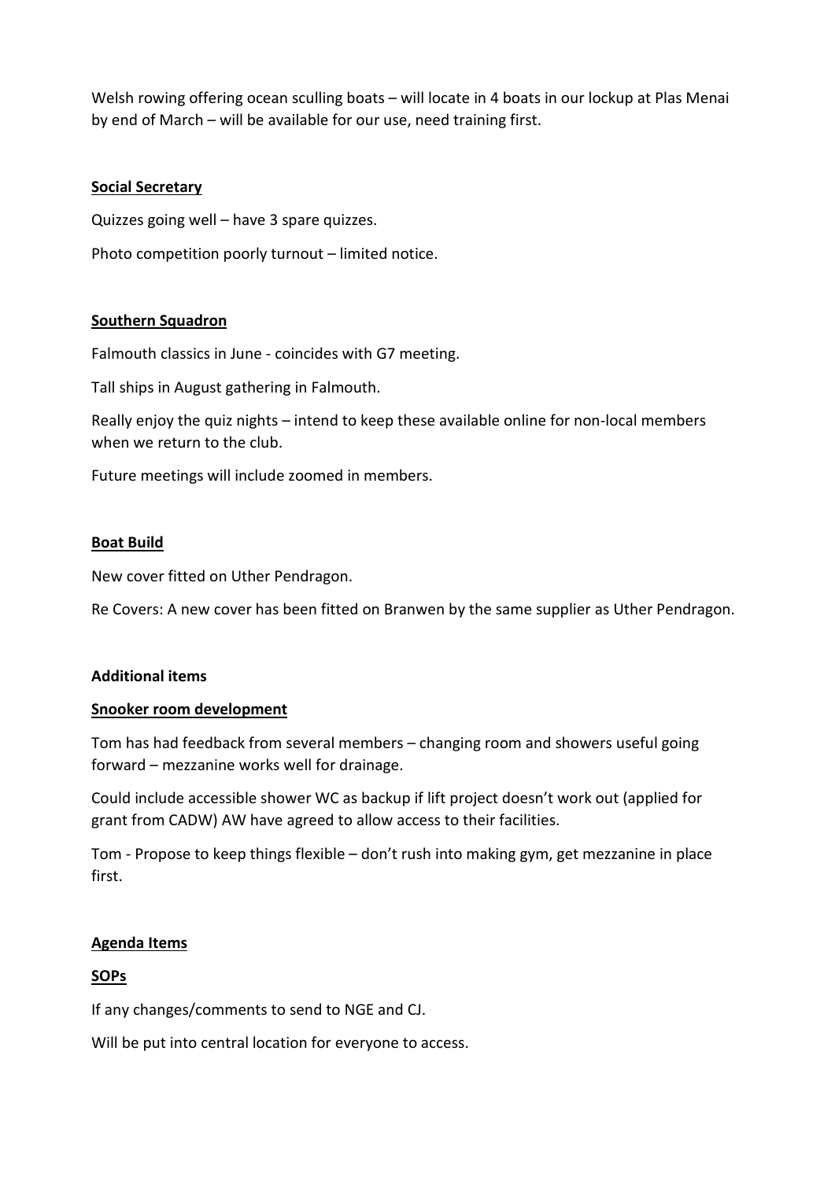Welsh rowing offering ocean sculling boats – will locate in 4 boats in our lockup at Plas Menai by end of March – will be available for our use, need training first.

**Social Secretary**

Quizzes going well – have 3 spare quizzes.

Photo competition poorly turnout – limited notice.

**Southern Squadron**

Falmouth classics in June - coincides with G7 meeting.

Tall ships in August gathering in Falmouth.

Really enjoy the quiz nights – intend to keep these available online for non-local members when we return to the club.

Future meetings will include zoomed in members.

**Boat Build**

New cover fitted on Uther Pendragon.

Re Covers: A new cover has been fitted on Branwen by the same supplier as Uther Pendragon.

**Additional items**

**Snooker room development**

Tom has had feedback from several members – changing room and showers useful going forward – mezzanine works well for drainage.

Could include accessible shower WC as backup if lift project doesn't work out (applied for grant from CADW) AW have agreed to allow access to their facilities.

Tom - Propose to keep things flexible – don't rush into making gym, get mezzanine in place first.

**Agenda Items**

**SOPs**

If any changes/comments to send to NGE and CJ.

Will be put into central location for everyone to access.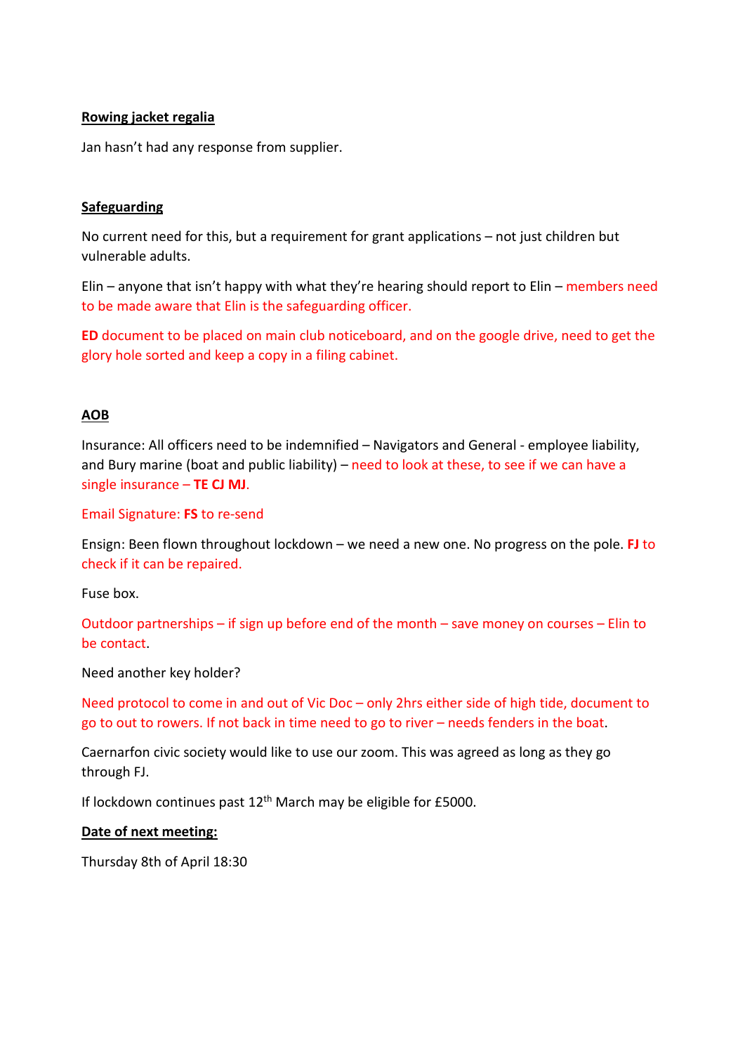**Rowing jacket regalia**

Jan hasn't had any response from supplier.

**Safeguarding**

No current need for this, but a requirement for grant applications – not just children but vulnerable adults.

Elin – anyone that isn't happy with what they're hearing should report to Elin – members need to be made aware that Elin is the safeguarding officer.

**ED** document to be placed on main club noticeboard, and on the google drive, need to get the glory hole sorted and keep a copy in a filing cabinet.

**AOB**

Insurance: All officers need to be indemnified – Navigators and General - employee liability, and Bury marine (boat and public liability) – need to look at these, to see if we can have a single insurance – **TE CJ MJ**.

Email Signature: **FS** to re-send

Ensign: Been flown throughout lockdown – we need a new one. No progress on the pole. **FJ** to check if it can be repaired.

Fuse box.

Outdoor partnerships – if sign up before end of the month – save money on courses – Elin to be contact.

Need another key holder?

Need protocol to come in and out of Vic Doc – only 2hrs either side of high tide, document to go to out to rowers. If not back in time need to go to river – needs fenders in the boat.

Caernarfon civic society would like to use our zoom. This was agreed as long as they go through FJ.

If lockdown continues past 12th March may be eligible for £5000.

**Date of next meeting:**

Thursday 8th of April 18:30